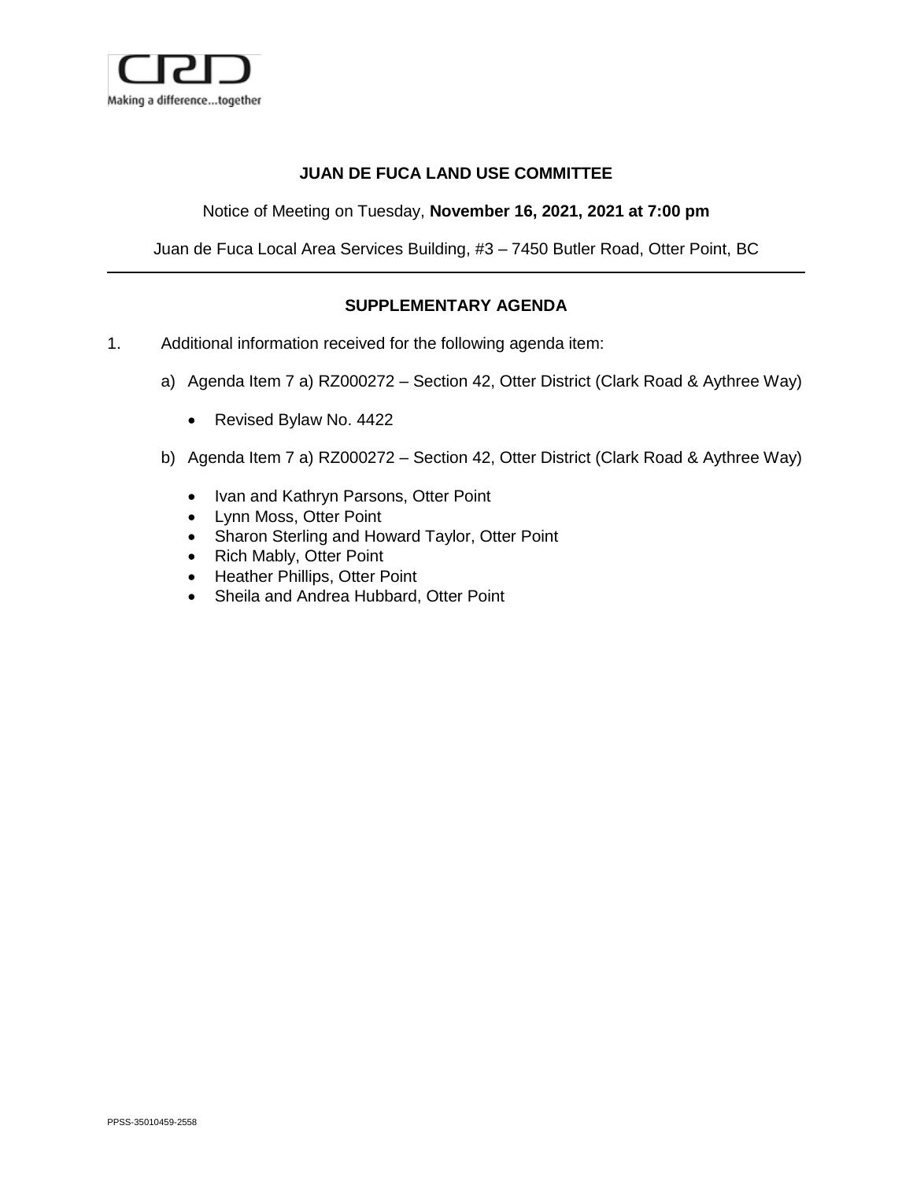Making a difference...together

**JUAN DE FUCA LAND USE COMMITTEE**

Notice of Meeting on Tuesday, **November 16, 2021, 2021 at 7:00 pm**

Juan de Fuca Local Area Services Building, #3 – 7450 Butler Road, Otter Point, BC

---

**SUPPLEMENTARY AGENDA**

1. Additional information received for the following agenda item:

   a) Agenda Item 7 a) RZ000272 – Section 42, Otter District (Clark Road & Aythree Way)

   - Revised Bylaw No. 4422

   b) Agenda Item 7 a) RZ000272 – Section 42, Otter District (Clark Road & Aythree Way)

   - Ivan and Kathryn Parsons, Otter Point
   - Lynn Moss, Otter Point
   - Sharon Sterling and Howard Taylor, Otter Point
   - Rich Mably, Otter Point
   - Heather Phillips, Otter Point
   - Sheila and Andrea Hubbard, Otter Point

PPSS-35010459-2558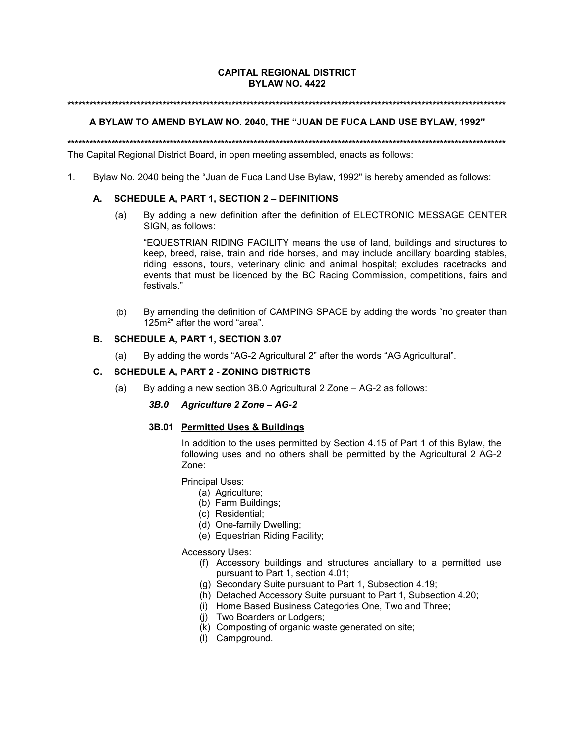**CAPITAL REGIONAL DISTRICT**
**BYLAW NO. 4422**

******************************************************************************************************************************

**A BYLAW TO AMEND BYLAW NO. 2040, THE "JUAN DE FUCA LAND USE BYLAW, 1992"**

******************************************************************************************************************************

The Capital Regional District Board, in open meeting assembled, enacts as follows:

1. Bylaw No. 2040 being the "Juan de Fuca Land Use Bylaw, 1992" is hereby amended as follows:

   **A. SCHEDULE A, PART 1, SECTION 2 – DEFINITIONS**

   (a) By adding a new definition after the definition of ELECTRONIC MESSAGE CENTER SIGN, as follows:

   "EQUESTRIAN RIDING FACILITY means the use of land, buildings and structures to keep, breed, raise, train and ride horses, and may include ancillary boarding stables, riding lessons, tours, veterinary clinic and animal hospital; excludes racetracks and events that must be licenced by the BC Racing Commission, competitions, fairs and festivals."

   (b) By amending the definition of CAMPING SPACE by adding the words "no greater than 125m$^2$" after the word "area".

   **B. SCHEDULE A, PART 1, SECTION 3.07**

   (a) By adding the words "AG-2 Agricultural 2" after the words "AG Agricultural".

   **C. SCHEDULE A, PART 2 - ZONING DISTRICTS**

   (a) By adding a new section 3B.0 Agricultural 2 Zone – AG-2 as follows:

   ***3B.0 Agriculture 2 Zone – AG-2***

   **3B.01 Permitted Uses & Buildings**

   In addition to the uses permitted by Section 4.15 of Part 1 of this Bylaw, the following uses and no others shall be permitted by the Agricultural 2 AG-2 Zone:

   Principal Uses:

   (a) Agriculture;
   (b) Farm Buildings;
   (c) Residential;
   (d) One-family Dwelling;
   (e) Equestrian Riding Facility;

   Accessory Uses:

   (f) Accessory buildings and structures anciallary to a permitted use pursuant to Part 1, section 4.01;
   (g) Secondary Suite pursuant to Part 1, Subsection 4.19;
   (h) Detached Accessory Suite pursuant to Part 1, Subsection 4.20;
   (i) Home Based Business Categories One, Two and Three;
   (j) Two Boarders or Lodgers;
   (k) Composting of organic waste generated on site;
   (l) Campground.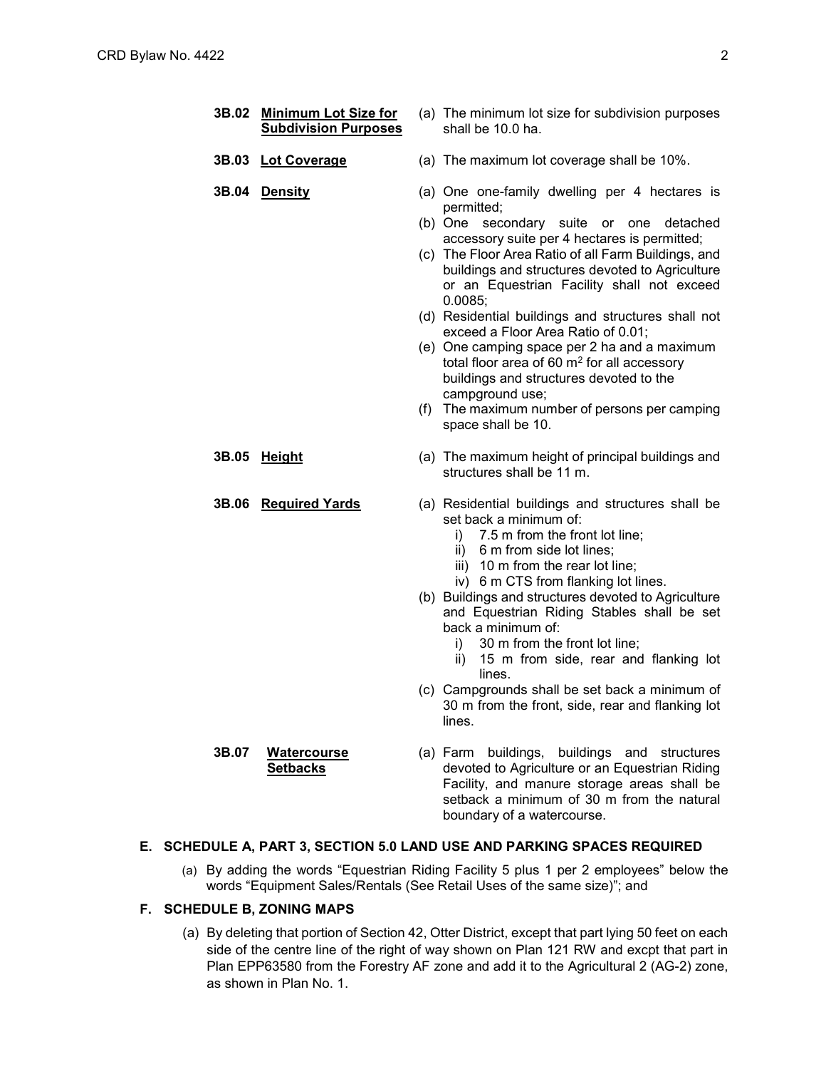**3B.02 Minimum Lot Size for Subdivision Purposes**

(a) The minimum lot size for subdivision purposes shall be 10.0 ha.

**3B.03 Lot Coverage**

(a) The maximum lot coverage shall be 10%.

**3B.04 Density**

(a) One one-family dwelling per 4 hectares is permitted;
(b) One secondary suite or one detached accessory suite per 4 hectares is permitted;
(c) The Floor Area Ratio of all Farm Buildings, and buildings and structures devoted to Agriculture or an Equestrian Facility shall not exceed 0.0085;
(d) Residential buildings and structures shall not exceed a Floor Area Ratio of 0.01;
(e) One camping space per 2 ha and a maximum total floor area of 60 $m^2$ for all accessory buildings and structures devoted to the campground use;
(f) The maximum number of persons per camping space shall be 10.

**3B.05 Height**

(a) The maximum height of principal buildings and structures shall be 11 m.

**3B.06 Required Yards**

(a) Residential buildings and structures shall be set back a minimum of:
   i) 7.5 m from the front lot line;
   ii) 6 m from side lot lines;
   iii) 10 m from the rear lot line;
   iv) 6 m CTS from flanking lot lines.
(b) Buildings and structures devoted to Agriculture and Equestrian Riding Stables shall be set back a minimum of:
   i) 30 m from the front lot line;
   ii) 15 m from side, rear and flanking lot lines.
(c) Campgrounds shall be set back a minimum of 30 m from the front, side, rear and flanking lot lines.

**3B.07 Watercourse Setbacks**

(a) Farm buildings, buildings and structures devoted to Agriculture or an Equestrian Riding Facility, and manure storage areas shall be setback a minimum of 30 m from the natural boundary of a watercourse.

## E. SCHEDULE A, PART 3, SECTION 5.0 LAND USE AND PARKING SPACES REQUIRED

(a) By adding the words "Equestrian Riding Facility 5 plus 1 per 2 employees" below the words "Equipment Sales/Rentals (See Retail Uses of the same size)"; and

## F. SCHEDULE B, ZONING MAPS

(a) By deleting that portion of Section 42, Otter District, except that part lying 50 feet on each side of the centre line of the right of way shown on Plan 121 RW and excpt that part in Plan EPP63580 from the Forestry AF zone and add it to the Agricultural 2 (AG-2) zone, as shown in Plan No. 1.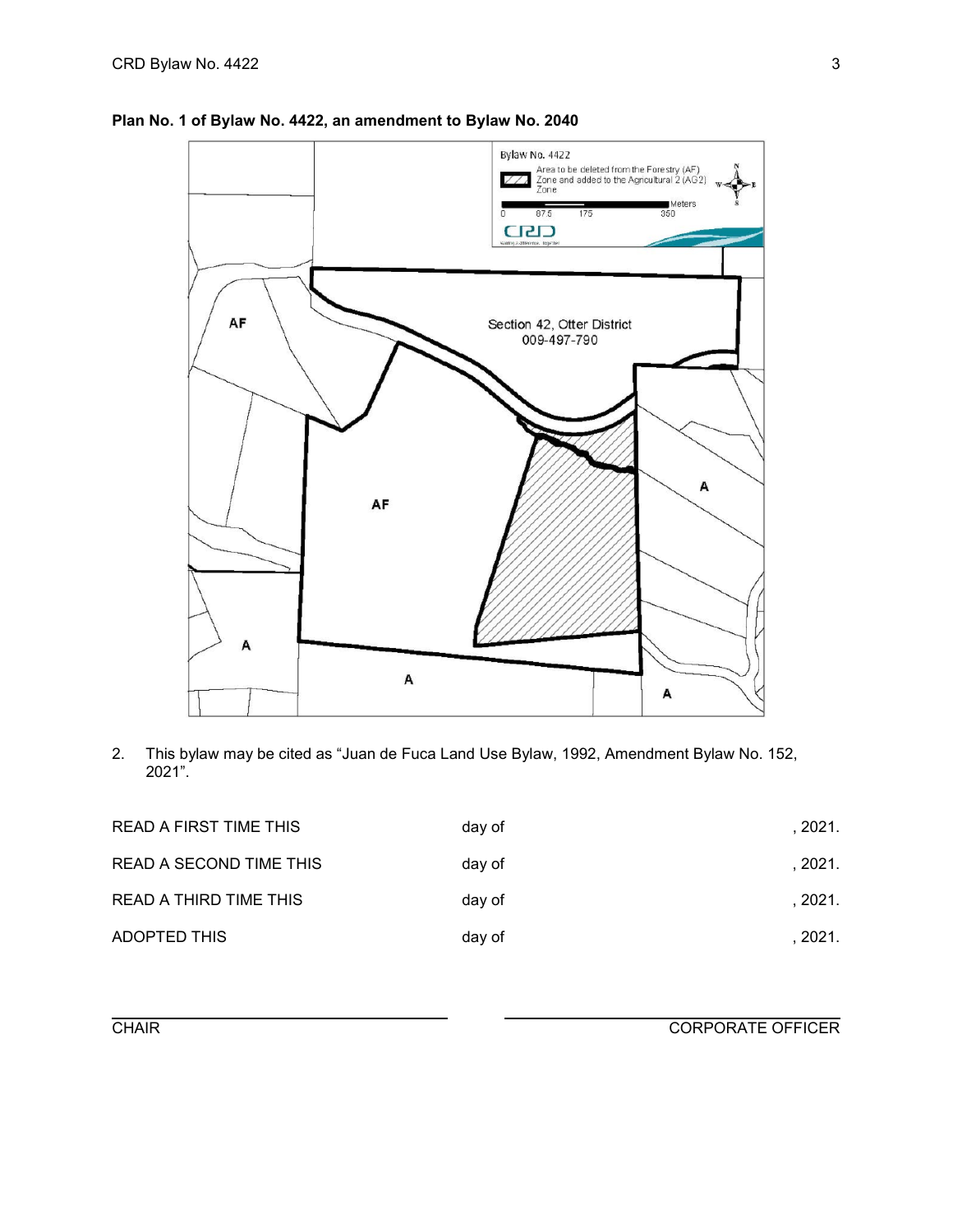**Plan No. 1 of Bylaw No. 4422, an amendment to Bylaw No. 2040**

2. This bylaw may be cited as "Juan de Fuca Land Use Bylaw, 1992, Amendment Bylaw No. 152, 2021".

| | | |
|---|---|---|
| READ A FIRST TIME THIS | day of | , 2021. |
| READ A SECOND TIME THIS | day of | , 2021. |
| READ A THIRD TIME THIS | day of | , 2021. |
| ADOPTED THIS | day of | , 2021. |

| | |
|---|---|
| CHAIR | CORPORATE OFFICER |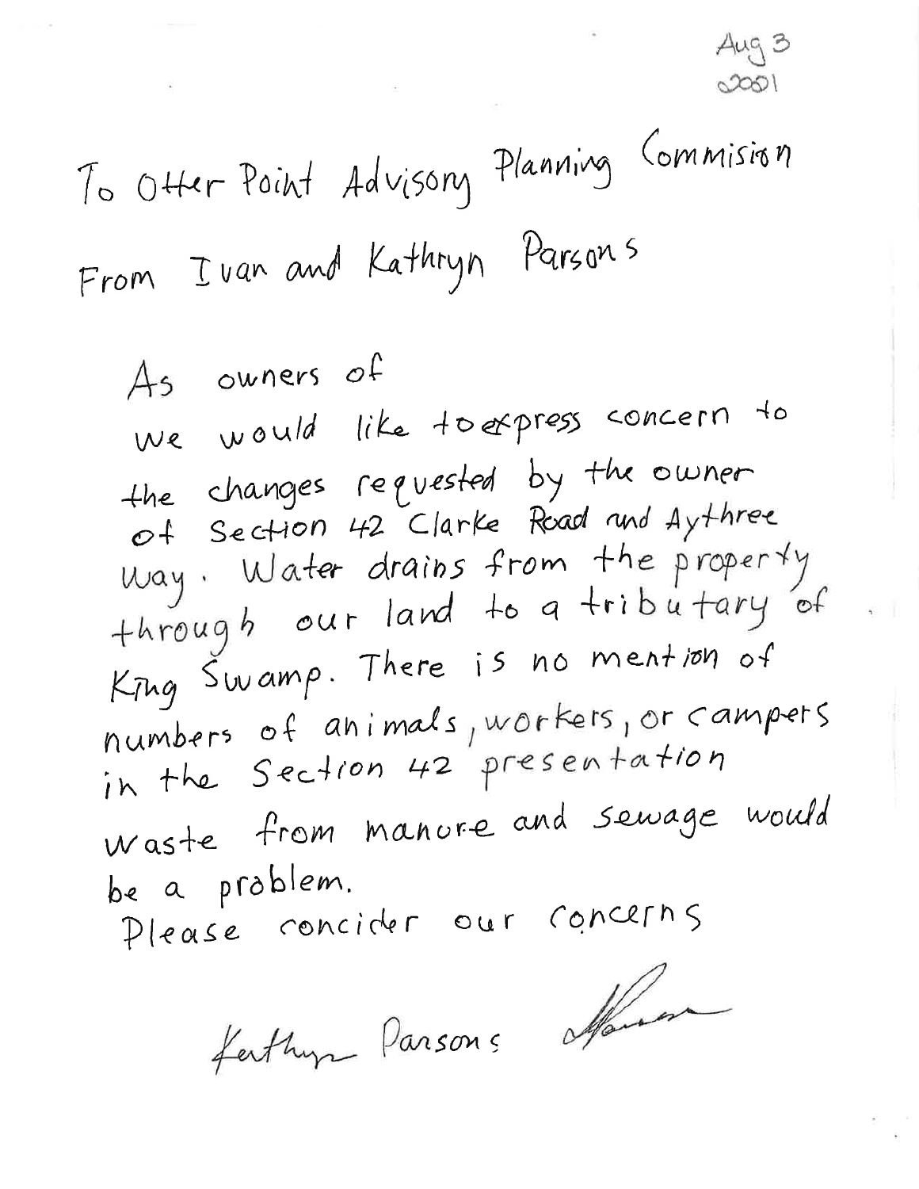Aug 3
2001

To Otter Point Advisory Planning Commision

From Ivan and Kathryn Parsons

As owners of
we would like to express concern to the changes requested by the owner of Section 42 Clarke Road and Aythree Way. Water drains from the property through our land to a tributary of King Swamp. There is no mention of numbers of animals, workers, or campers in the Section 42 presentation waste from manure and sewage would be a problem.
Please concider our concerns

Kathryn Parsons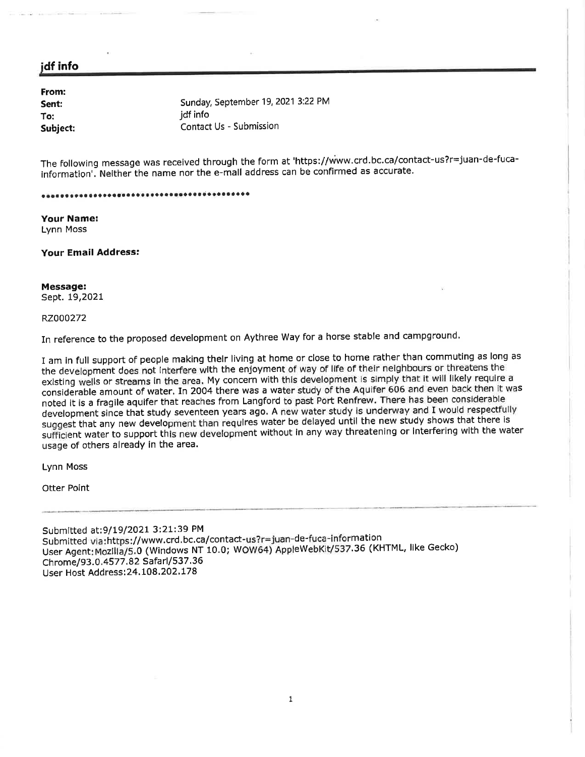## jdf info

**From:**
**Sent:** Sunday, September 19, 2021 3:22 PM
**To:** jdf info
**Subject:** Contact Us - Submission

The following message was received through the form at 'https://www.crd.bc.ca/contact-us?r=juan-de-fuca-information'. Neither the name nor the e-mail address can be confirmed as accurate.

\*\*\*\*\*\*\*\*\*\*\*\*\*\*\*\*\*\*\*\*\*\*\*\*\*\*\*\*\*\*\*\*\*\*\*\*\*\*\*\*\*\*\*\*\*\*

**Your Name:**
Lynn Moss

**Your Email Address:**

**Message:**
Sept. 19,2021

RZ000272

In reference to the proposed development on Aythree Way for a horse stable and campground.

I am in full support of people making their living at home or close to home rather than commuting as long as the development does not interfere with the enjoyment of way of life of their neighbours or threatens the existing wells or streams in the area. My concern with this development is simply that it will likely require a considerable amount of water. In 2004 there was a water study of the Aquifer 606 and even back then it was noted it is a fragile aquifer that reaches from Langford to past Port Renfrew. There has been considerable development since that study seventeen years ago. A new water study is underway and I would respectfully suggest that any new development than requires water be delayed until the new study shows that there is sufficient water to support this new development without in any way threatening or interfering with the water usage of others already in the area.

Lynn Moss

Otter Point

---

Submitted at:9/19/2021 3:21:39 PM
Submitted via:https://www.crd.bc.ca/contact-us?r=juan-de-fuca-information
User Agent:Mozilla/5.0 (Windows NT 10.0; WOW64) AppleWebKit/537.36 (KHTML, like Gecko) Chrome/93.0.4577.82 Safari/537.36
User Host Address:24.108.202.178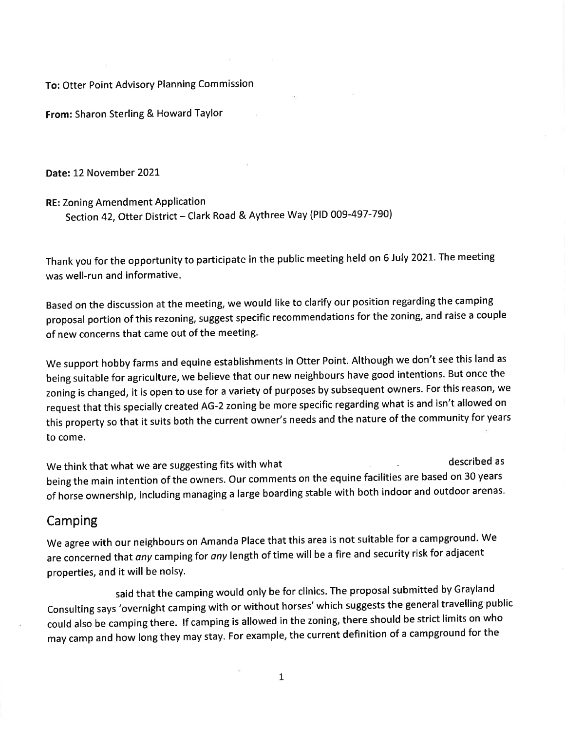**To:** Otter Point Advisory Planning Commission

**From:** Sharon Sterling & Howard Taylor

**Date:** 12 November 2021

**RE:** Zoning Amendment Application
Section 42, Otter District – Clark Road & Aythree Way (PID 009-497-790)

Thank you for the opportunity to participate in the public meeting held on 6 July 2021. The meeting was well-run and informative.

Based on the discussion at the meeting, we would like to clarify our position regarding the camping proposal portion of this rezoning, suggest specific recommendations for the zoning, and raise a couple of new concerns that came out of the meeting.

We support hobby farms and equine establishments in Otter Point. Although we don't see this land as being suitable for agriculture, we believe that our new neighbours have good intentions. But once the zoning is changed, it is open to use for a variety of purposes by subsequent owners. For this reason, we request that this specially created AG-2 zoning be more specific regarding what is and isn't allowed on this property so that it suits both the current owner's needs and the nature of the community for years to come.

We think that what we are suggesting fits with what described as being the main intention of the owners. Our comments on the equine facilities are based on 30 years of horse ownership, including managing a large boarding stable with both indoor and outdoor arenas.

## Camping

We agree with our neighbours on Amanda Place that this area is not suitable for a campground. We are concerned that *any* camping for *any* length of time will be a fire and security risk for adjacent properties, and it will be noisy.

said that the camping would only be for clinics. The proposal submitted by Grayland Consulting says 'overnight camping with or without horses' which suggests the general travelling public could also be camping there. If camping is allowed in the zoning, there should be strict limits on who may camp and how long they may stay. For example, the current definition of a campground for the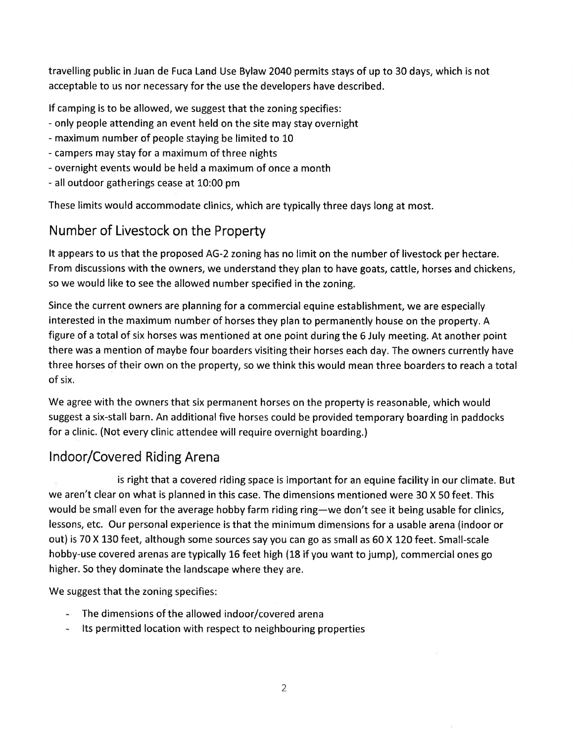travelling public in Juan de Fuca Land Use Bylaw 2040 permits stays of up to 30 days, which is not acceptable to us nor necessary for the use the developers have described.

If camping is to be allowed, we suggest that the zoning specifies:

- only people attending an event held on the site may stay overnight
- maximum number of people staying be limited to 10
- campers may stay for a maximum of three nights
- overnight events would be held a maximum of once a month
- all outdoor gatherings cease at 10:00 pm

These limits would accommodate clinics, which are typically three days long at most.

## Number of Livestock on the Property

It appears to us that the proposed AG-2 zoning has no limit on the number of livestock per hectare. From discussions with the owners, we understand they plan to have goats, cattle, horses and chickens, so we would like to see the allowed number specified in the zoning.

Since the current owners are planning for a commercial equine establishment, we are especially interested in the maximum number of horses they plan to permanently house on the property. A figure of a total of six horses was mentioned at one point during the 6 July meeting. At another point there was a mention of maybe four boarders visiting their horses each day. The owners currently have three horses of their own on the property, so we think this would mean three boarders to reach a total of six.

We agree with the owners that six permanent horses on the property is reasonable, which would suggest a six-stall barn. An additional five horses could be provided temporary boarding in paddocks for a clinic. (Not every clinic attendee will require overnight boarding.)

## Indoor/Covered Riding Arena

is right that a covered riding space is important for an equine facility in our climate. But we aren't clear on what is planned in this case. The dimensions mentioned were 30 X 50 feet. This would be small even for the average hobby farm riding ring—we don't see it being usable for clinics, lessons, etc. Our personal experience is that the minimum dimensions for a usable arena (indoor or out) is 70 X 130 feet, although some sources say you can go as small as 60 X 120 feet. Small-scale hobby-use covered arenas are typically 16 feet high (18 if you want to jump), commercial ones go higher. So they dominate the landscape where they are.

We suggest that the zoning specifies:

- The dimensions of the allowed indoor/covered arena
- Its permitted location with respect to neighbouring properties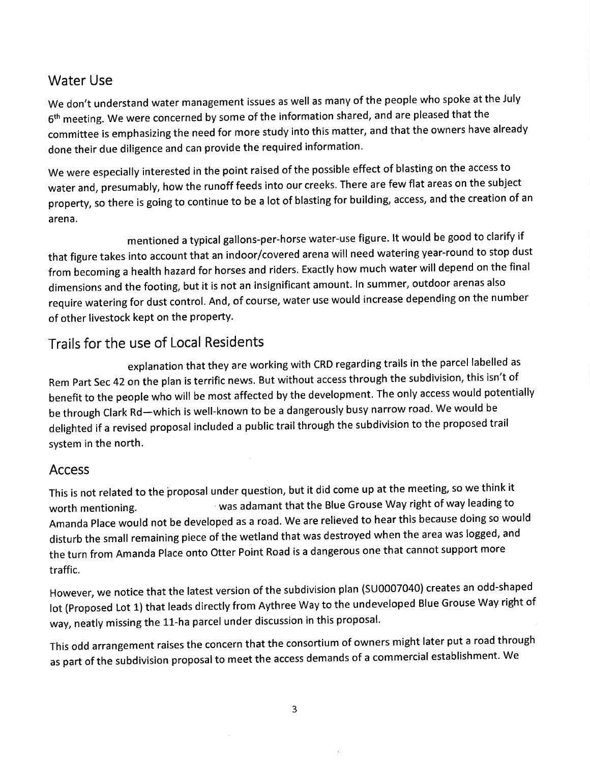## Water Use

We don't understand water management issues as well as many of the people who spoke at the July 6th meeting. We were concerned by some of the information shared, and are pleased that the committee is emphasizing the need for more study into this matter, and that the owners have already done their due diligence and can provide the required information.

We were especially interested in the point raised of the possible effect of blasting on the access to water and, presumably, how the runoff feeds into our creeks. There are few flat areas on the subject property, so there is going to continue to be a lot of blasting for building, access, and the creation of an arena.

mentioned a typical gallons-per-horse water-use figure. It would be good to clarify if that figure takes into account that an indoor/covered arena will need watering year-round to stop dust from becoming a health hazard for horses and riders. Exactly how much water will depend on the final dimensions and the footing, but it is not an insignificant amount. In summer, outdoor arenas also require watering for dust control. And, of course, water use would increase depending on the number of other livestock kept on the property.

## Trails for the use of Local Residents

explanation that they are working with CRD regarding trails in the parcel labelled as Rem Part Sec 42 on the plan is terrific news. But without access through the subdivision, this isn't of benefit to the people who will be most affected by the development. The only access would potentially be through Clark Rd—which is well-known to be a dangerously busy narrow road. We would be delighted if a revised proposal included a public trail through the subdivision to the proposed trail system in the north.

## Access

This is not related to the proposal under question, but it did come up at the meeting, so we think it worth mentioning. was adamant that the Blue Grouse Way right of way leading to Amanda Place would not be developed as a road. We are relieved to hear this because doing so would disturb the small remaining piece of the wetland that was destroyed when the area was logged, and the turn from Amanda Place onto Otter Point Road is a dangerous one that cannot support more traffic.

However, we notice that the latest version of the subdivision plan (SU0007040) creates an odd-shaped lot (Proposed Lot 1) that leads directly from Aythree Way to the undeveloped Blue Grouse Way right of way, neatly missing the 11-ha parcel under discussion in this proposal.

This odd arrangement raises the concern that the consortium of owners might later put a road through as part of the subdivision proposal to meet the access demands of a commercial establishment. We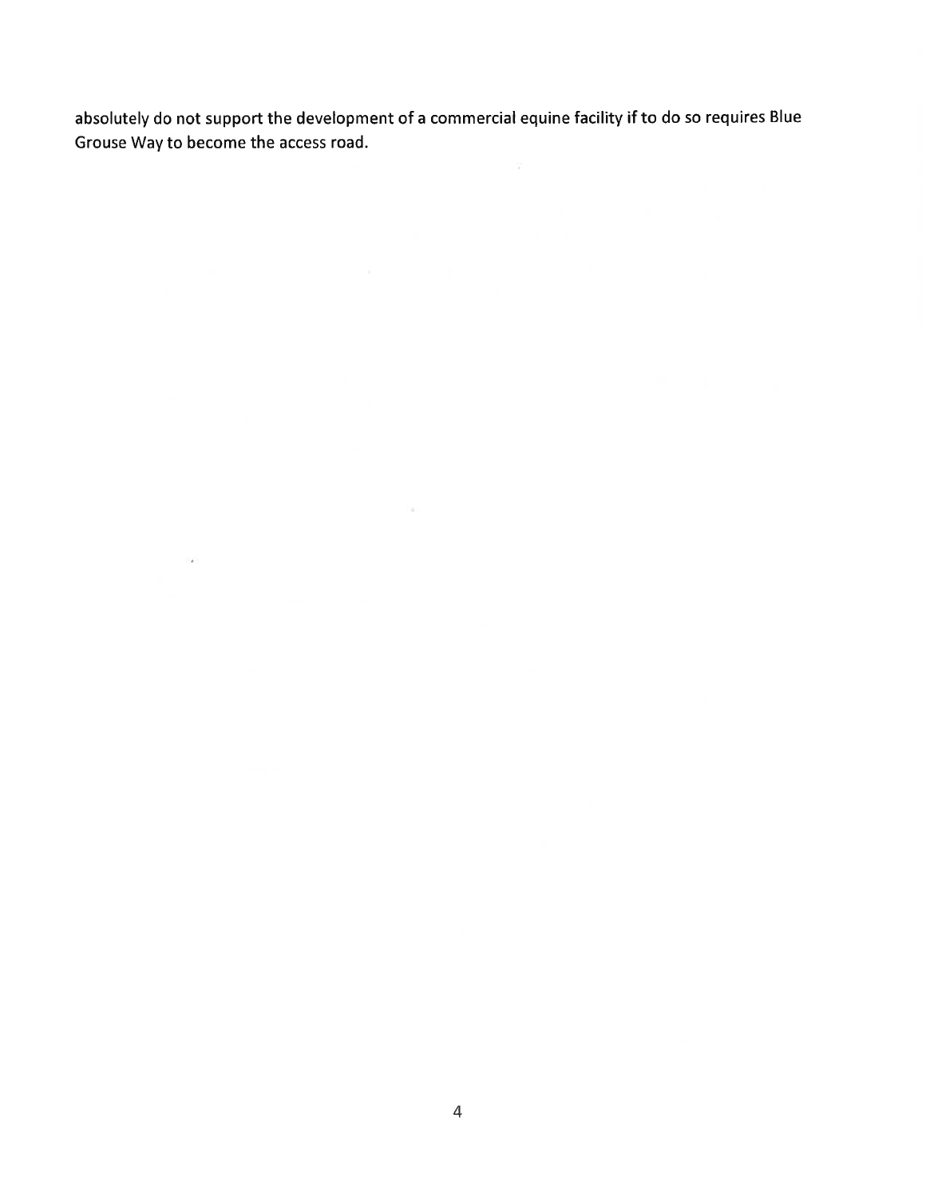absolutely do not support the development of a commercial equine facility if to do so requires Blue Grouse Way to become the access road.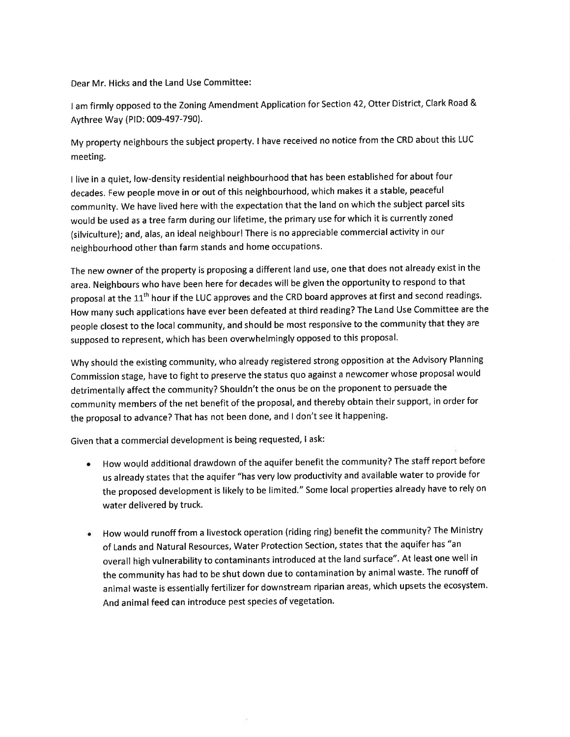Dear Mr. Hicks and the Land Use Committee:

I am firmly opposed to the Zoning Amendment Application for Section 42, Otter District, Clark Road & Aythree Way (PID: 009-497-790).

My property neighbours the subject property. I have received no notice from the CRD about this LUC meeting.

I live in a quiet, low-density residential neighbourhood that has been established for about four decades. Few people move in or out of this neighbourhood, which makes it a stable, peaceful community. We have lived here with the expectation that the land on which the subject parcel sits would be used as a tree farm during our lifetime, the primary use for which it is currently zoned (silviculture); and, alas, an ideal neighbour! There is no appreciable commercial activity in our neighbourhood other than farm stands and home occupations.

The new owner of the property is proposing a different land use, one that does not already exist in the area. Neighbours who have been here for decades will be given the opportunity to respond to that proposal at the 11th hour if the LUC approves and the CRD board approves at first and second readings. How many such applications have ever been defeated at third reading? The Land Use Committee are the people closest to the local community, and should be most responsive to the community that they are supposed to represent, which has been overwhelmingly opposed to this proposal.

Why should the existing community, who already registered strong opposition at the Advisory Planning Commission stage, have to fight to preserve the status quo against a newcomer whose proposal would detrimentally affect the community? Shouldn't the onus be on the proponent to persuade the community members of the net benefit of the proposal, and thereby obtain their support, in order for the proposal to advance? That has not been done, and I don't see it happening.

Given that a commercial development is being requested, I ask:

- How would additional drawdown of the aquifer benefit the community? The staff report before us already states that the aquifer "has very low productivity and available water to provide for the proposed development is likely to be limited." Some local properties already have to rely on water delivered by truck.

- How would runoff from a livestock operation (riding ring) benefit the community? The Ministry of Lands and Natural Resources, Water Protection Section, states that the aquifer has "an overall high vulnerability to contaminants introduced at the land surface". At least one well in the community has had to be shut down due to contamination by animal waste. The runoff of animal waste is essentially fertilizer for downstream riparian areas, which upsets the ecosystem. And animal feed can introduce pest species of vegetation.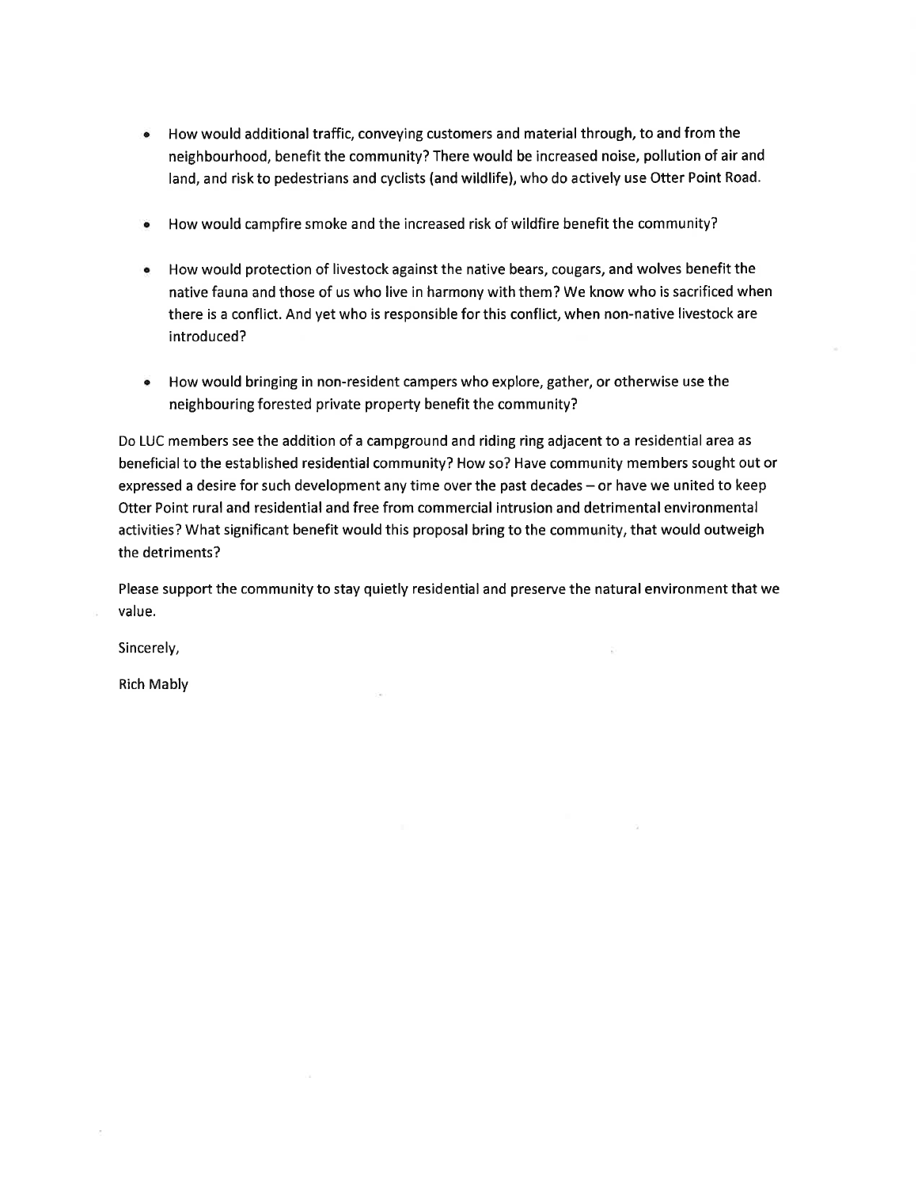- How would additional traffic, conveying customers and material through, to and from the neighbourhood, benefit the community? There would be increased noise, pollution of air and land, and risk to pedestrians and cyclists (and wildlife), who do actively use Otter Point Road.

- How would campfire smoke and the increased risk of wildfire benefit the community?

- How would protection of livestock against the native bears, cougars, and wolves benefit the native fauna and those of us who live in harmony with them? We know who is sacrificed when there is a conflict. And yet who is responsible for this conflict, when non-native livestock are introduced?

- How would bringing in non-resident campers who explore, gather, or otherwise use the neighbouring forested private property benefit the community?

Do LUC members see the addition of a campground and riding ring adjacent to a residential area as beneficial to the established residential community? How so? Have community members sought out or expressed a desire for such development any time over the past decades – or have we united to keep Otter Point rural and residential and free from commercial intrusion and detrimental environmental activities? What significant benefit would this proposal bring to the community, that would outweigh the detriments?

Please support the community to stay quietly residential and preserve the natural environment that we value.

Sincerely,

Rich Mably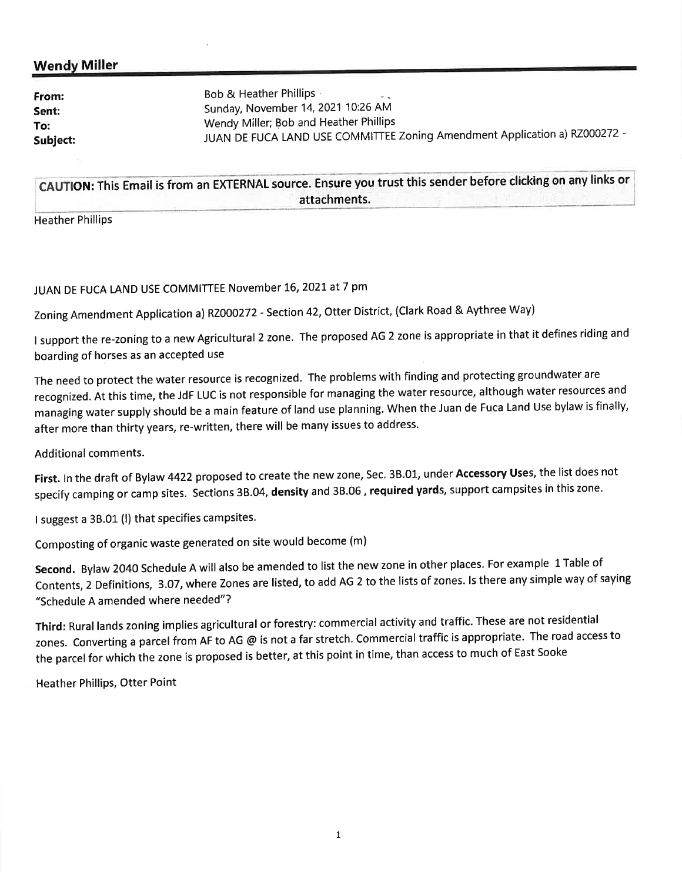## Wendy Miller

| | |
|---|---|
| **From:** | Bob & Heather Phillips |
| **Sent:** | Sunday, November 14, 2021 10:26 AM |
| **To:** | Wendy Miller; Bob and Heather Phillips |
| **Subject:** | JUAN DE FUCA LAND USE COMMITTEE Zoning Amendment Application a) RZ000272 - |

**CAUTION:** This Email is from an EXTERNAL source. Ensure you trust this sender before clicking on any links or attachments.

Heather Phillips

JUAN DE FUCA LAND USE COMMITTEE November 16, 2021 at 7 pm

Zoning Amendment Application a) RZ000272 - Section 42, Otter District, (Clark Road & Aythree Way)

I support the re-zoning to a new Agricultural 2 zone. The proposed AG 2 zone is appropriate in that it defines riding and boarding of horses as an accepted use

The need to protect the water resource is recognized. The problems with finding and protecting groundwater are recognized. At this time, the JdF LUC is not responsible for managing the water resource, although water resources and managing water supply should be a main feature of land use planning. When the Juan de Fuca Land Use bylaw is finally, after more than thirty years, re-written, there will be many issues to address.

Additional comments.

**First.** In the draft of Bylaw 4422 proposed to create the new zone, Sec. 3B.01, under **Accessory Uses**, the list does not specify camping or camp sites. Sections 3B.04, **density** and 3B.06 , **required yards**, support campsites in this zone.

I suggest a 3B.01 (l) that specifies campsites.

Composting of organic waste generated on site would become (m)

**Second.** Bylaw 2040 Schedule A will also be amended to list the new zone in other places. For example 1 Table of Contents, 2 Definitions, 3.07, where Zones are listed, to add AG 2 to the lists of zones. Is there any simple way of saying "Schedule A amended where needed"?

**Third:** Rural lands zoning implies agricultural or forestry: commercial activity and traffic. These are not residential zones. Converting a parcel from AF to AG @ is not a far stretch. Commercial traffic is appropriate. The road access to the parcel for which the zone is proposed is better, at this point in time, than access to much of East Sooke

Heather Phillips, Otter Point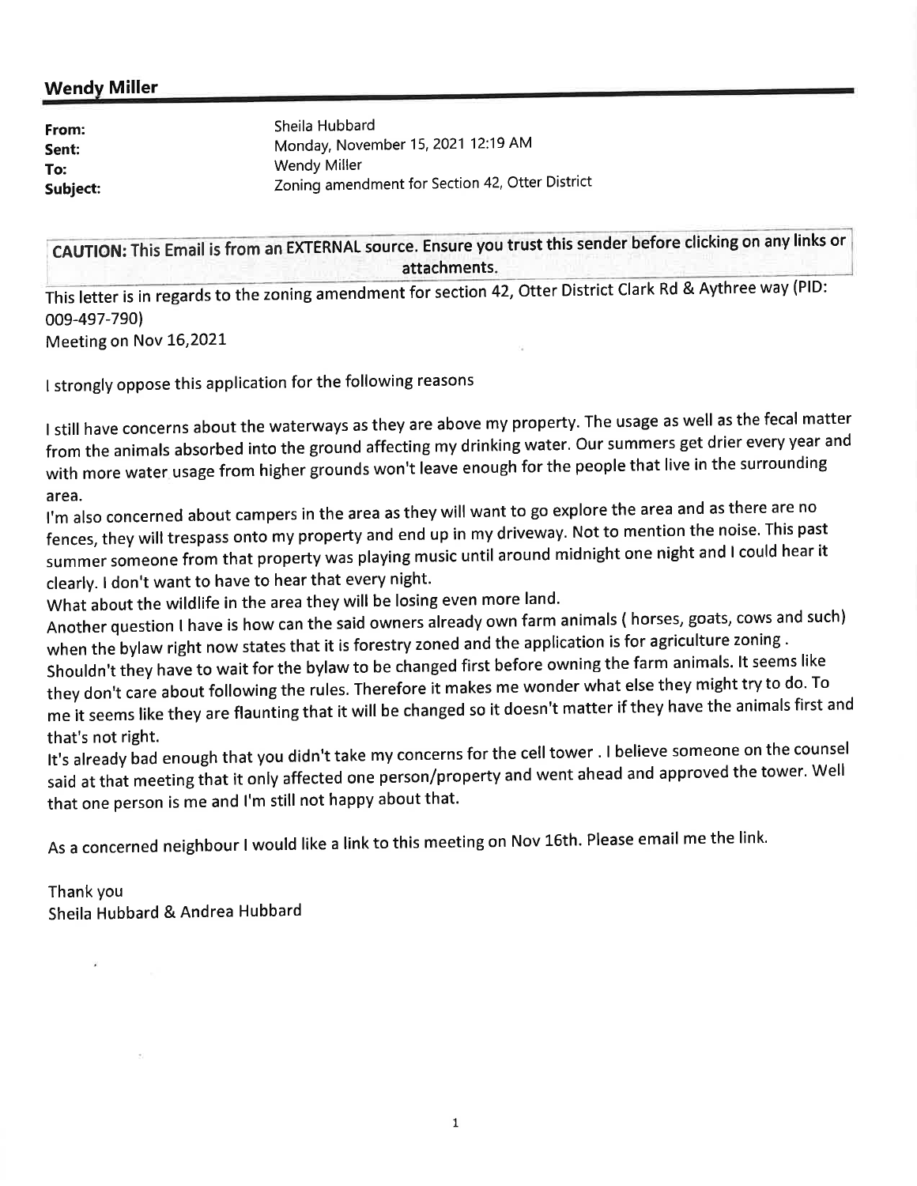**Wendy Miller**

| | |
|---|---|
| **From:** | Sheila Hubbard |
| **Sent:** | Monday, November 15, 2021 12:19 AM |
| **To:** | Wendy Miller |
| **Subject:** | Zoning amendment for Section 42, Otter District |

**CAUTION: This Email is from an EXTERNAL source. Ensure you trust this sender before clicking on any links or attachments.**

This letter is in regards to the zoning amendment for section 42, Otter District Clark Rd & Aythree way (PID: 009-497-790)
Meeting on Nov 16,2021

I strongly oppose this application for the following reasons

I still have concerns about the waterways as they are above my property. The usage as well as the fecal matter from the animals absorbed into the ground affecting my drinking water. Our summers get drier every year and with more water usage from higher grounds won't leave enough for the people that live in the surrounding area.
I'm also concerned about campers in the area as they will want to go explore the area and as there are no fences, they will trespass onto my property and end up in my driveway. Not to mention the noise. This past summer someone from that property was playing music until around midnight one night and I could hear it clearly. I don't want to have to hear that every night.
What about the wildlife in the area they will be losing even more land.
Another question I have is how can the said owners already own farm animals ( horses, goats, cows and such) when the bylaw right now states that it is forestry zoned and the application is for agriculture zoning .
Shouldn't they have to wait for the bylaw to be changed first before owning the farm animals. It seems like they don't care about following the rules. Therefore it makes me wonder what else they might try to do. To me it seems like they are flaunting that it will be changed so it doesn't matter if they have the animals first and that's not right.
It's already bad enough that you didn't take my concerns for the cell tower . I believe someone on the counsel said at that meeting that it only affected one person/property and went ahead and approved the tower. Well that one person is me and I'm still not happy about that.

As a concerned neighbour I would like a link to this meeting on Nov 16th. Please email me the link.

Thank you
Sheila Hubbard & Andrea Hubbard